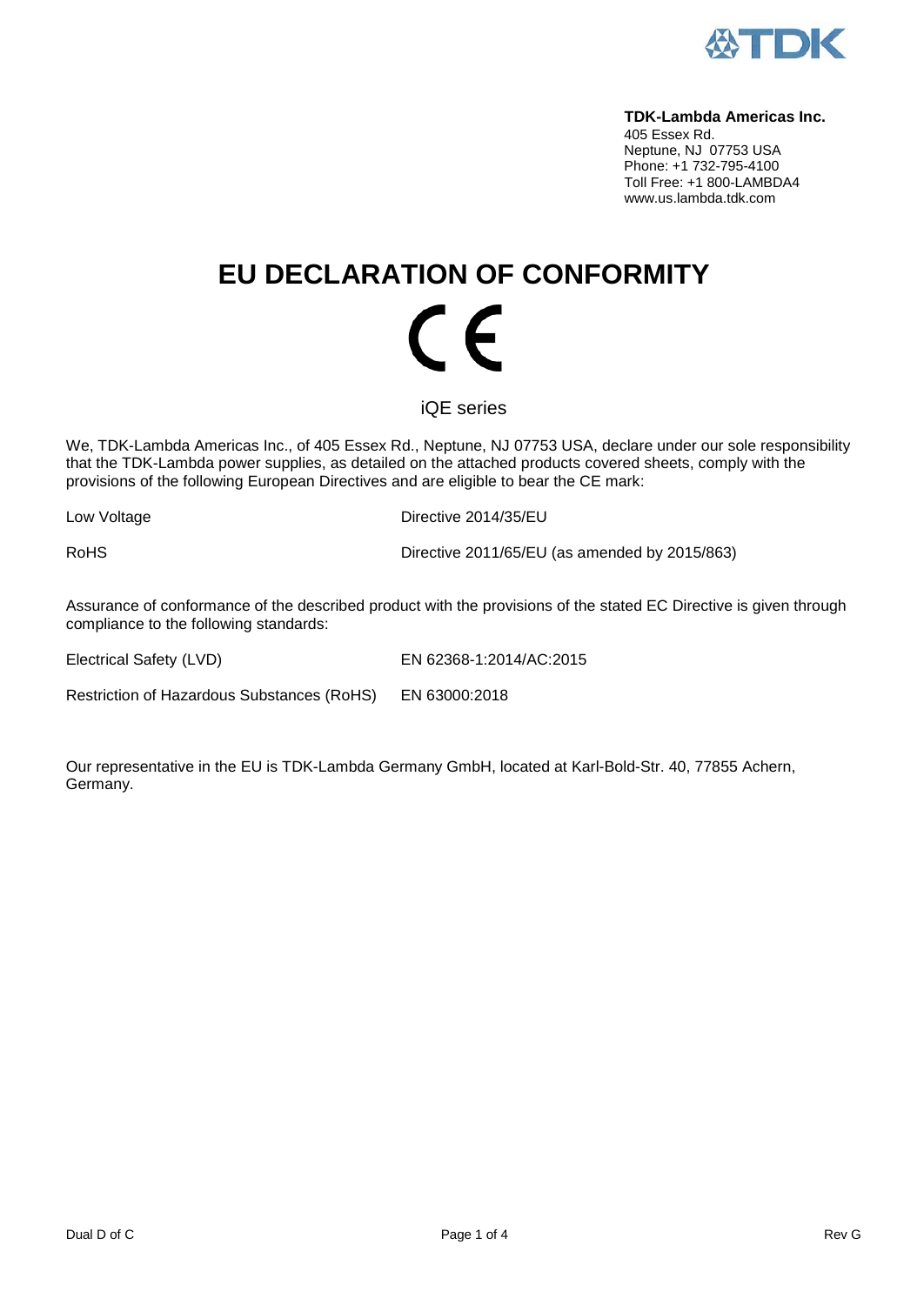**TDK-Lambda Americas Inc.**
405 Essex Rd.
Neptune, NJ 07753 USA
Phone: +1 732-795-4100
Toll Free: +1 800-LAMBDA4
www.us.lambda.tdk.com

# EU DECLARATION OF CONFORMITY

CE

iQE series

We, TDK-Lambda Americas Inc., of 405 Essex Rd., Neptune, NJ 07753 USA, declare under our sole responsibility that the TDK-Lambda power supplies, as detailed on the attached products covered sheets, comply with the provisions of the following European Directives and are eligible to bear the CE mark:

| | |
|---|---|
| Low Voltage | Directive 2014/35/EU |
| RoHS | Directive 2011/65/EU (as amended by 2015/863) |

Assurance of conformance of the described product with the provisions of the stated EC Directive is given through compliance to the following standards:

| | |
|---|---|
| Electrical Safety (LVD) | EN 62368-1:2014/AC:2015 |
| Restriction of Hazardous Substances (RoHS) | EN 63000:2018 |

Our representative in the EU is TDK-Lambda Germany GmbH, located at Karl-Bold-Str. 40, 77855 Achern, Germany.

Dual D of C

Rev G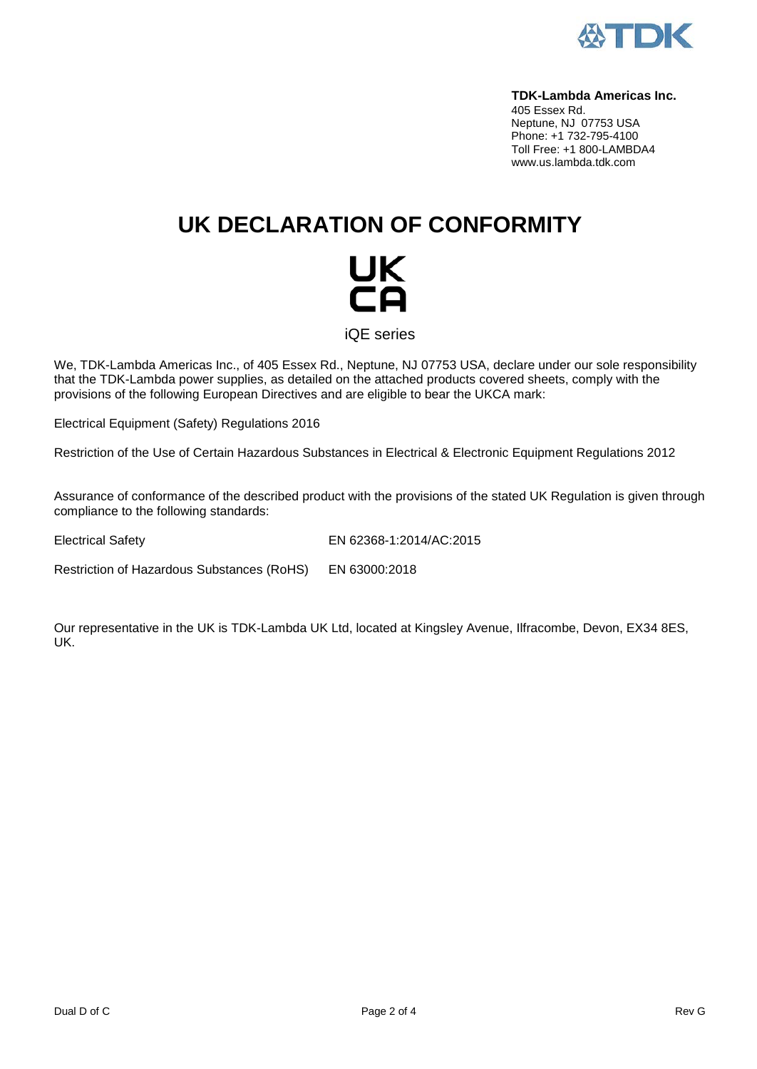**TDK-Lambda Americas Inc.**
405 Essex Rd.
Neptune, NJ 07753 USA
Phone: +1 732-795-4100
Toll Free: +1 800-LAMBDA4
www.us.lambda.tdk.com

# UK DECLARATION OF CONFORMITY

UK
CA

iQE series

We, TDK-Lambda Americas Inc., of 405 Essex Rd., Neptune, NJ 07753 USA, declare under our sole responsibility that the TDK-Lambda power supplies, as detailed on the attached products covered sheets, comply with the provisions of the following European Directives and are eligible to bear the UKCA mark:

Electrical Equipment (Safety) Regulations 2016

Restriction of the Use of Certain Hazardous Substances in Electrical & Electronic Equipment Regulations 2012

Assurance of conformance of the described product with the provisions of the stated UK Regulation is given through compliance to the following standards:

| | |
|---|---|
| Electrical Safety | EN 62368-1:2014/AC:2015 |
| Restriction of Hazardous Substances (RoHS) | EN 63000:2018 |

Our representative in the UK is TDK-Lambda UK Ltd, located at Kingsley Avenue, Ilfracombe, Devon, EX34 8ES, UK.

Dual D of C Rev G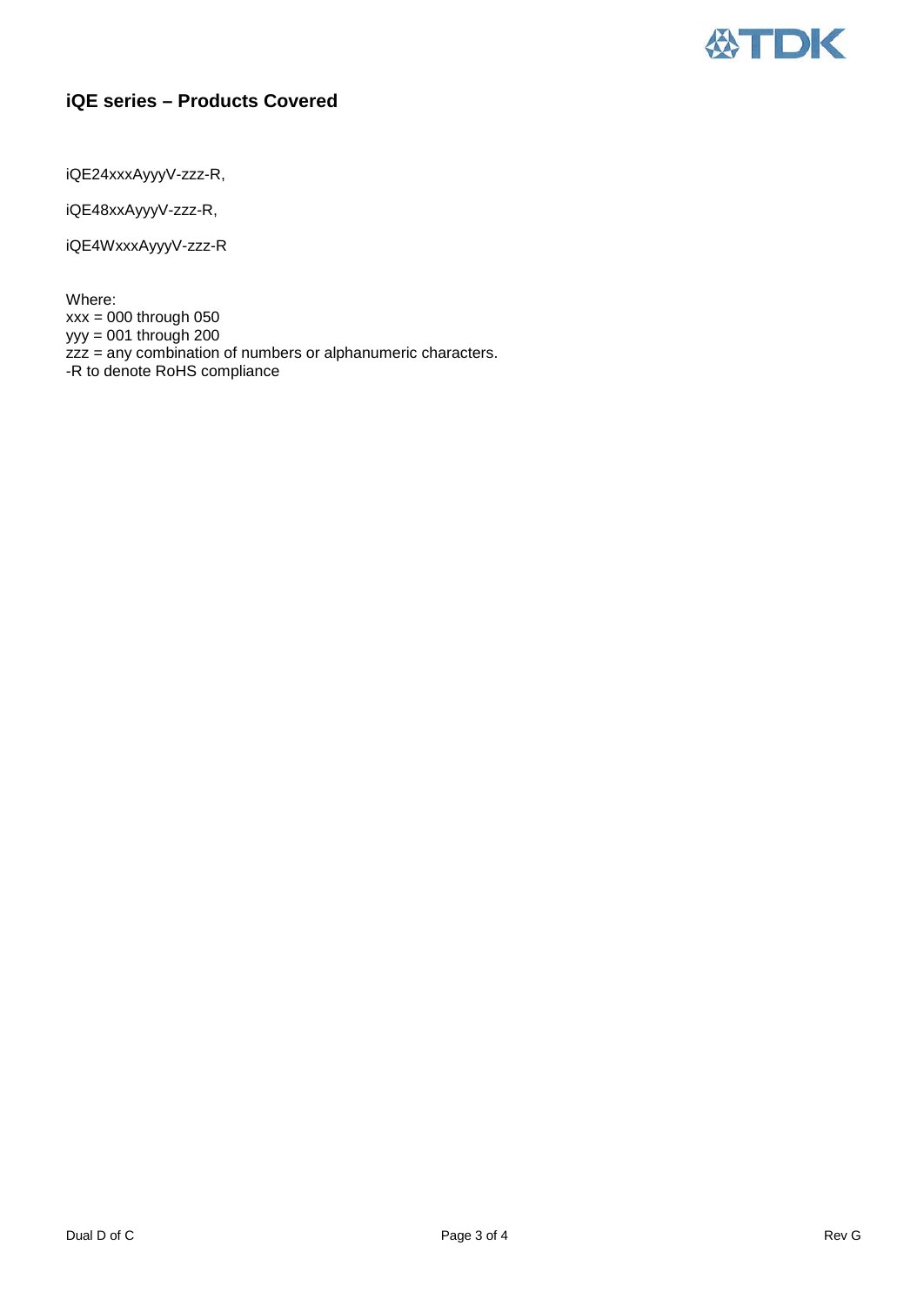## iQE series – Products Covered

iQE24xxxAyyyV-zzz-R,

iQE48xxAyyyV-zzz-R,

iQE4WxxxAyyyV-zzz-R

Where:
xxx = 000 through 050
yyy = 001 through 200
zzz = any combination of numbers or alphanumeric characters.
-R to denote RoHS compliance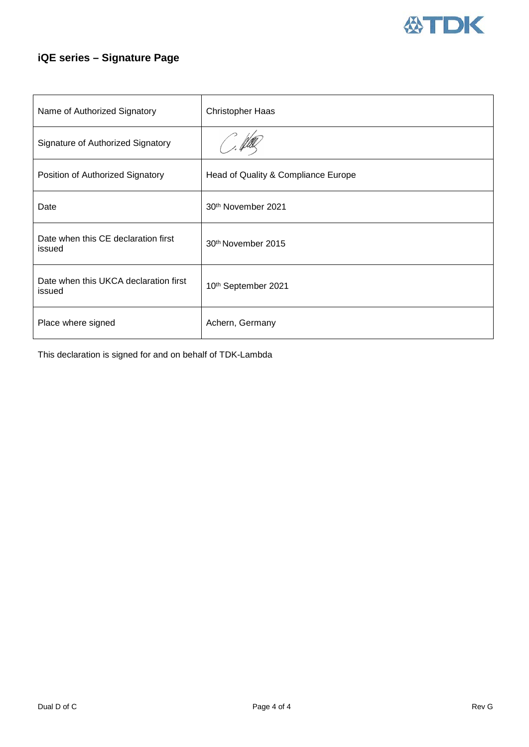## iQE series – Signature Page

| | |
|---|---|
| Name of Authorized Signatory | Christopher Haas |
| Signature of Authorized Signatory | |
| Position of Authorized Signatory | Head of Quality & Compliance Europe |
| Date | 30th November 2021 |
| Date when this CE declaration first issued | 30th November 2015 |
| Date when this UKCA declaration first issued | 10th September 2021 |
| Place where signed | Achern, Germany |

This declaration is signed for and on behalf of TDK-Lambda